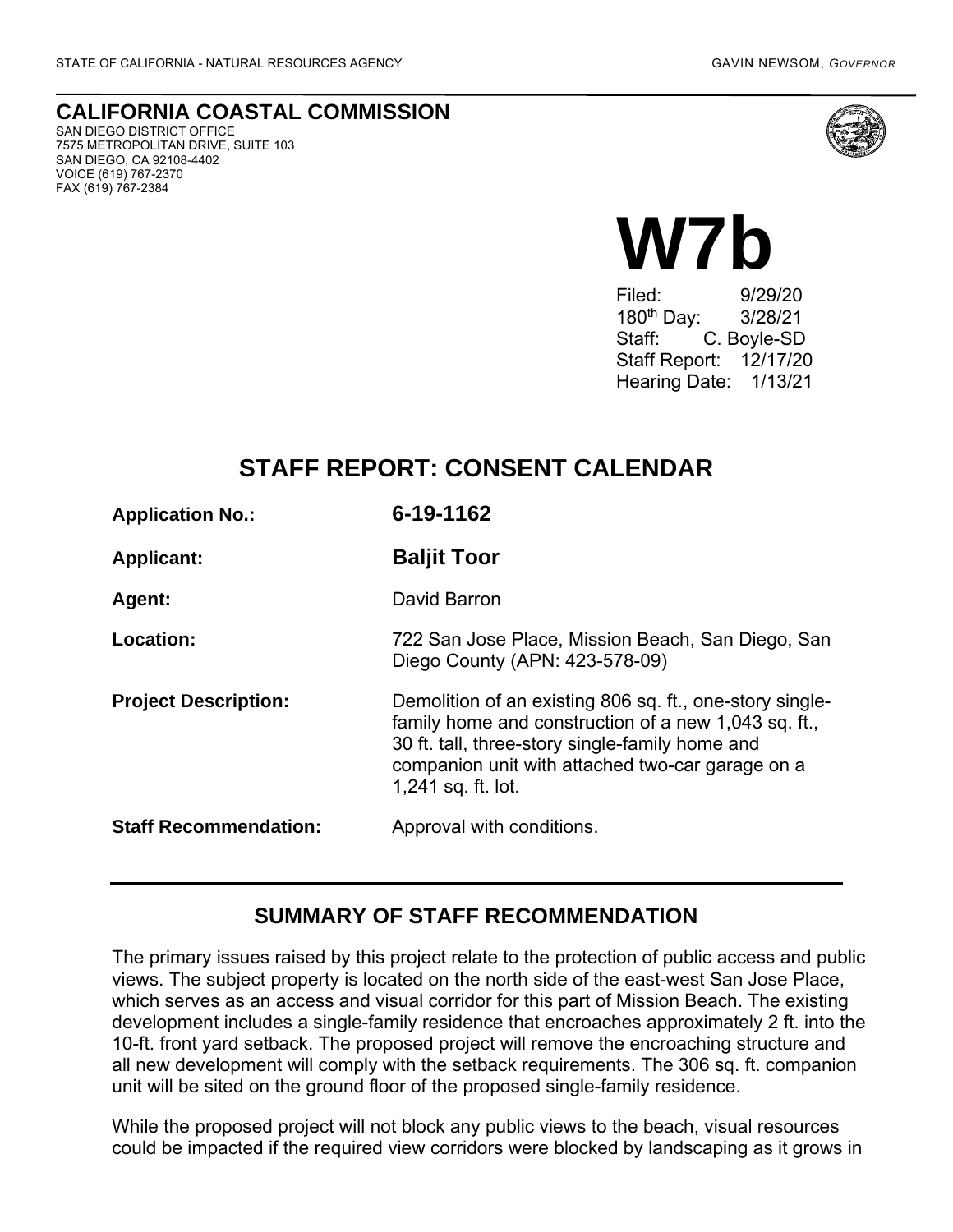STATE OF CALIFORNIA - NATURAL RESOURCES AGENCY GAVIN NEWSOM, *GOVERNOR*

**CALIFORNIA COASTAL COMMISSION**
SAN DIEGO DISTRICT OFFICE
7575 METROPOLITAN DRIVE, SUITE 103
SAN DIEGO, CA 92108-4402
VOICE (619) 767-2370
FAX (619) 767-2384

# W7b

Filed: 9/29/20
180th Day: 3/28/21
Staff: C. Boyle-SD
Staff Report: 12/17/20
Hearing Date: 1/13/21

## STAFF REPORT: CONSENT CALENDAR

| | |
|---|---|
| **Application No.:** | **6-19-1162** |
| **Applicant:** | **Baljit Toor** |
| **Agent:** | David Barron |
| **Location:** | 722 San Jose Place, Mission Beach, San Diego, San Diego County (APN: 423-578-09) |
| **Project Description:** | Demolition of an existing 806 sq. ft., one-story single-family home and construction of a new 1,043 sq. ft., 30 ft. tall, three-story single-family home and companion unit with attached two-car garage on a 1,241 sq. ft. lot. |
| **Staff Recommendation:** | Approval with conditions. |

### SUMMARY OF STAFF RECOMMENDATION

The primary issues raised by this project relate to the protection of public access and public views. The subject property is located on the north side of the east-west San Jose Place, which serves as an access and visual corridor for this part of Mission Beach. The existing development includes a single-family residence that encroaches approximately 2 ft. into the 10-ft. front yard setback. The proposed project will remove the encroaching structure and all new development will comply with the setback requirements. The 306 sq. ft. companion unit will be sited on the ground floor of the proposed single-family residence.

While the proposed project will not block any public views to the beach, visual resources could be impacted if the required view corridors were blocked by landscaping as it grows in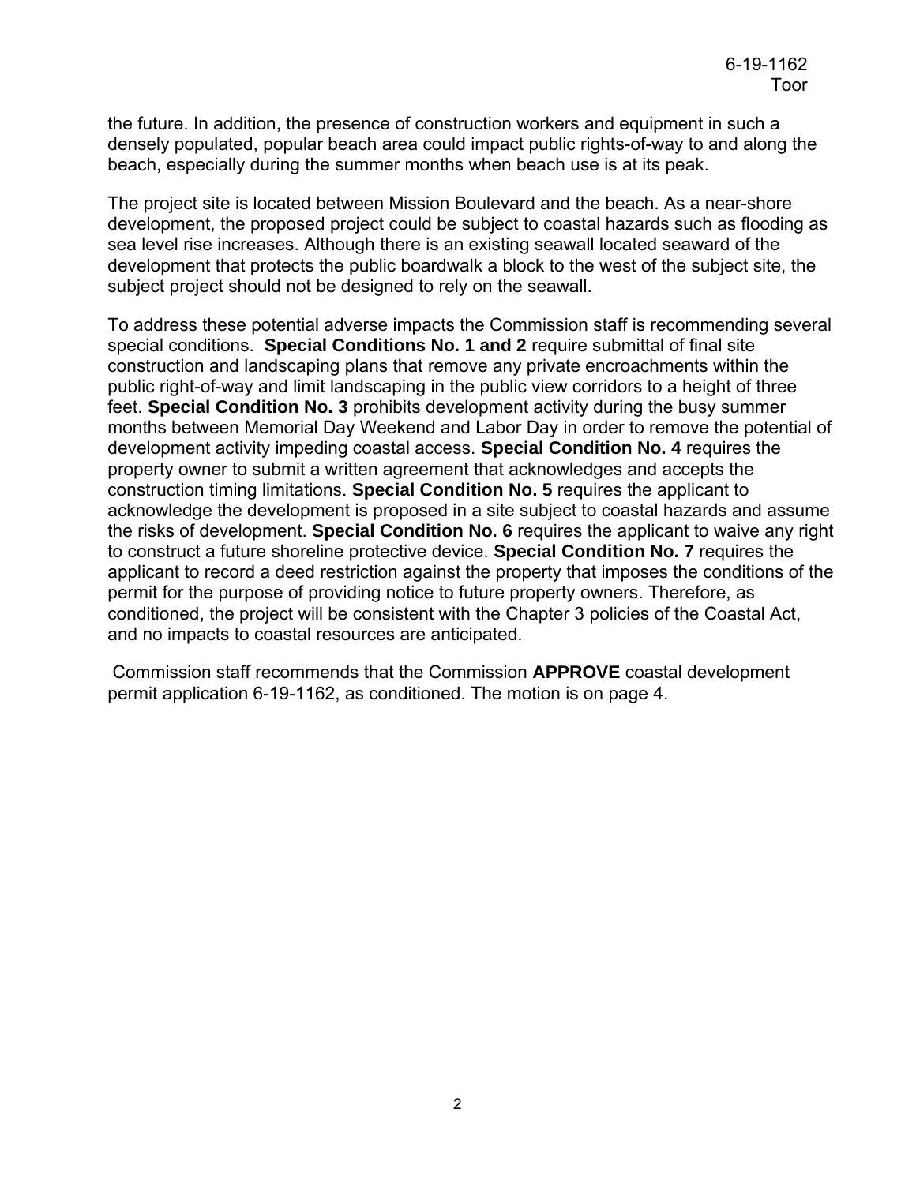the future. In addition, the presence of construction workers and equipment in such a densely populated, popular beach area could impact public rights-of-way to and along the beach, especially during the summer months when beach use is at its peak.

The project site is located between Mission Boulevard and the beach. As a near-shore development, the proposed project could be subject to coastal hazards such as flooding as sea level rise increases. Although there is an existing seawall located seaward of the development that protects the public boardwalk a block to the west of the subject site, the subject project should not be designed to rely on the seawall.

To address these potential adverse impacts the Commission staff is recommending several special conditions. **Special Conditions No. 1 and 2** require submittal of final site construction and landscaping plans that remove any private encroachments within the public right-of-way and limit landscaping in the public view corridors to a height of three feet. **Special Condition No. 3** prohibits development activity during the busy summer months between Memorial Day Weekend and Labor Day in order to remove the potential of development activity impeding coastal access. **Special Condition No. 4** requires the property owner to submit a written agreement that acknowledges and accepts the construction timing limitations. **Special Condition No. 5** requires the applicant to acknowledge the development is proposed in a site subject to coastal hazards and assume the risks of development. **Special Condition No. 6** requires the applicant to waive any right to construct a future shoreline protective device. **Special Condition No. 7** requires the applicant to record a deed restriction against the property that imposes the conditions of the permit for the purpose of providing notice to future property owners. Therefore, as conditioned, the project will be consistent with the Chapter 3 policies of the Coastal Act, and no impacts to coastal resources are anticipated.

Commission staff recommends that the Commission **APPROVE** coastal development permit application 6-19-1162, as conditioned. The motion is on page 4.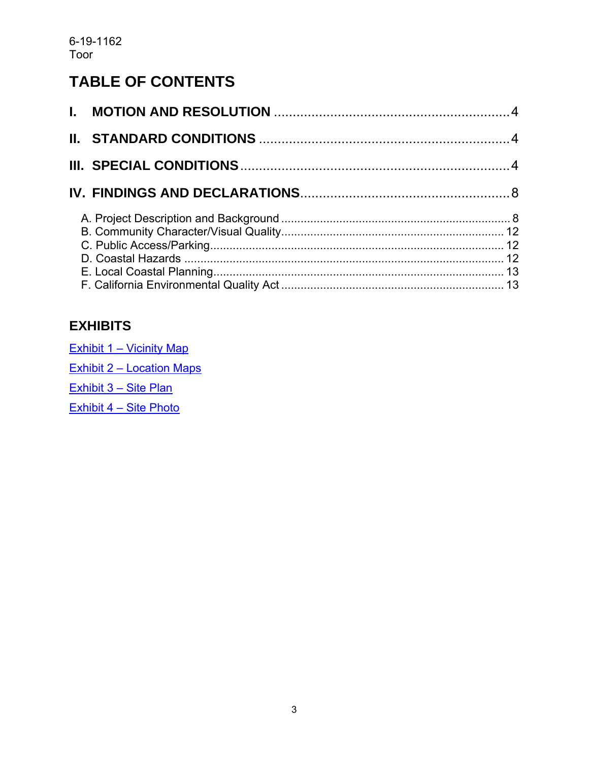# TABLE OF CONTENTS

**I. MOTION AND RESOLUTION** .......... 4

**II. STANDARD CONDITIONS** .......... 4

**III. SPECIAL CONDITIONS** .......... 4

**IV. FINDINGS AND DECLARATIONS** .......... 8

- A. Project Description and Background .......... 8
- B. Community Character/Visual Quality .......... 12
- C. Public Access/Parking .......... 12
- D. Coastal Hazards .......... 12
- E. Local Coastal Planning .......... 13
- F. California Environmental Quality Act .......... 13

## EXHIBITS

Exhibit 1 – Vicinity Map

Exhibit 2 – Location Maps

Exhibit 3 – Site Plan

Exhibit 4 – Site Photo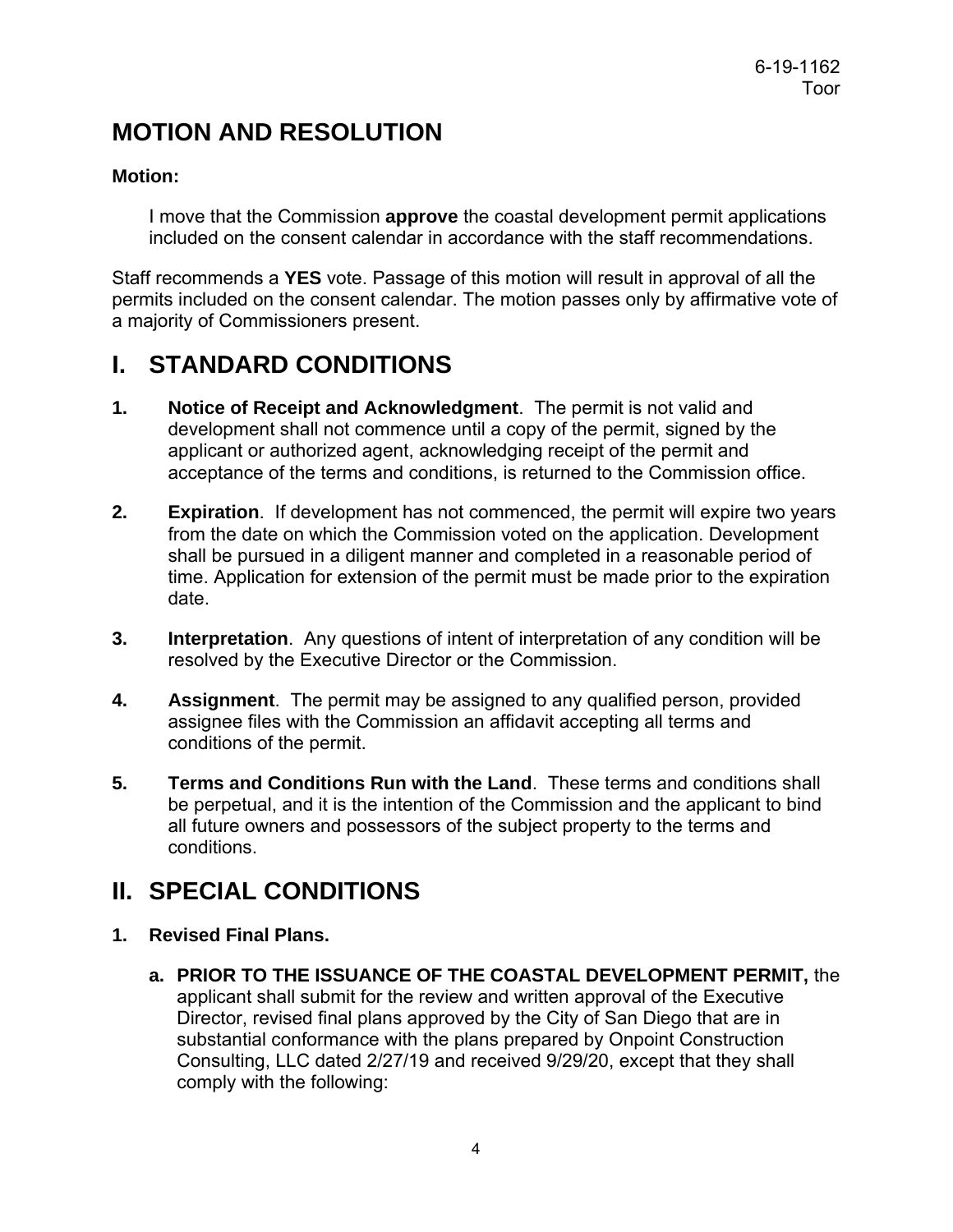# MOTION AND RESOLUTION

**Motion:**

> I move that the Commission **approve** the coastal development permit applications included on the consent calendar in accordance with the staff recommendations.

Staff recommends a **YES** vote. Passage of this motion will result in approval of all the permits included on the consent calendar. The motion passes only by affirmative vote of a majority of Commissioners present.

# I. STANDARD CONDITIONS

1. **Notice of Receipt and Acknowledgment**. The permit is not valid and development shall not commence until a copy of the permit, signed by the applicant or authorized agent, acknowledging receipt of the permit and acceptance of the terms and conditions, is returned to the Commission office.

2. **Expiration**. If development has not commenced, the permit will expire two years from the date on which the Commission voted on the application. Development shall be pursued in a diligent manner and completed in a reasonable period of time. Application for extension of the permit must be made prior to the expiration date.

3. **Interpretation**. Any questions of intent of interpretation of any condition will be resolved by the Executive Director or the Commission.

4. **Assignment**. The permit may be assigned to any qualified person, provided assignee files with the Commission an affidavit accepting all terms and conditions of the permit.

5. **Terms and Conditions Run with the Land**. These terms and conditions shall be perpetual, and it is the intention of the Commission and the applicant to bind all future owners and possessors of the subject property to the terms and conditions.

# II. SPECIAL CONDITIONS

1. **Revised Final Plans.**

   a. **PRIOR TO THE ISSUANCE OF THE COASTAL DEVELOPMENT PERMIT,** the applicant shall submit for the review and written approval of the Executive Director, revised final plans approved by the City of San Diego that are in substantial conformance with the plans prepared by Onpoint Construction Consulting, LLC dated 2/27/19 and received 9/29/20, except that they shall comply with the following: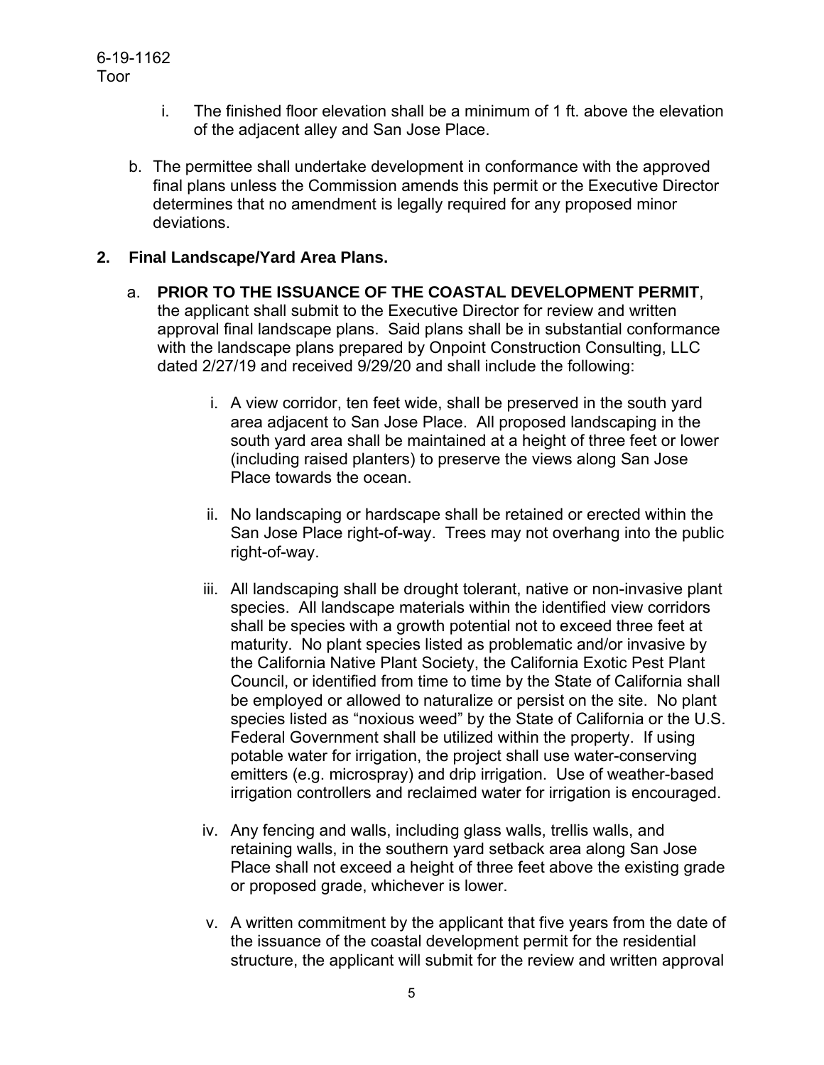i. The finished floor elevation shall be a minimum of 1 ft. above the elevation of the adjacent alley and San Jose Place.

b. The permittee shall undertake development in conformance with the approved final plans unless the Commission amends this permit or the Executive Director determines that no amendment is legally required for any proposed minor deviations.

**2. Final Landscape/Yard Area Plans.**

a. **PRIOR TO THE ISSUANCE OF THE COASTAL DEVELOPMENT PERMIT**, the applicant shall submit to the Executive Director for review and written approval final landscape plans. Said plans shall be in substantial conformance with the landscape plans prepared by Onpoint Construction Consulting, LLC dated 2/27/19 and received 9/29/20 and shall include the following:

i. A view corridor, ten feet wide, shall be preserved in the south yard area adjacent to San Jose Place. All proposed landscaping in the south yard area shall be maintained at a height of three feet or lower (including raised planters) to preserve the views along San Jose Place towards the ocean.

ii. No landscaping or hardscape shall be retained or erected within the San Jose Place right-of-way. Trees may not overhang into the public right-of-way.

iii. All landscaping shall be drought tolerant, native or non-invasive plant species. All landscape materials within the identified view corridors shall be species with a growth potential not to exceed three feet at maturity. No plant species listed as problematic and/or invasive by the California Native Plant Society, the California Exotic Pest Plant Council, or identified from time to time by the State of California shall be employed or allowed to naturalize or persist on the site. No plant species listed as "noxious weed" by the State of California or the U.S. Federal Government shall be utilized within the property. If using potable water for irrigation, the project shall use water-conserving emitters (e.g. microspray) and drip irrigation. Use of weather-based irrigation controllers and reclaimed water for irrigation is encouraged.

iv. Any fencing and walls, including glass walls, trellis walls, and retaining walls, in the southern yard setback area along San Jose Place shall not exceed a height of three feet above the existing grade or proposed grade, whichever is lower.

v. A written commitment by the applicant that five years from the date of the issuance of the coastal development permit for the residential structure, the applicant will submit for the review and written approval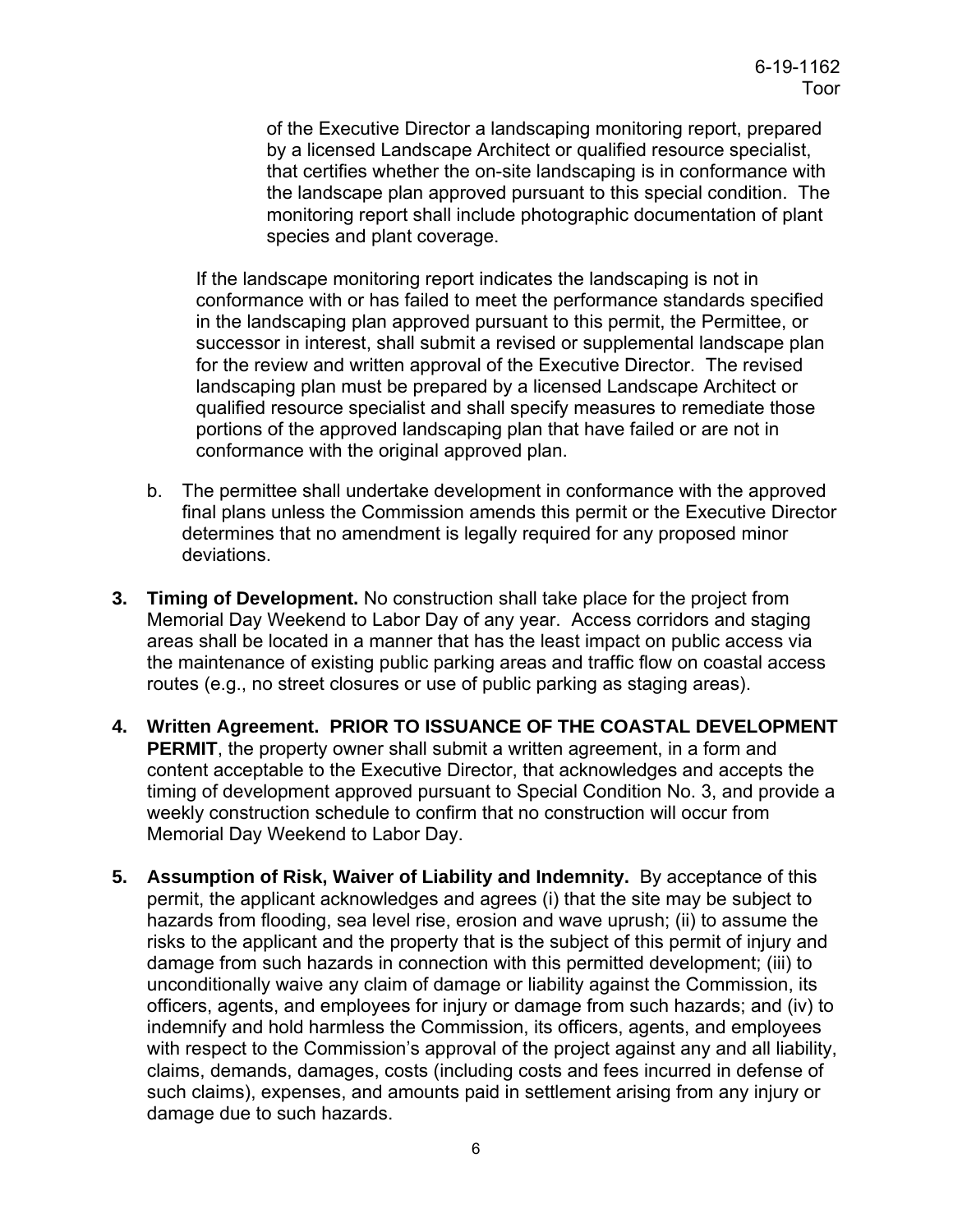of the Executive Director a landscaping monitoring report, prepared by a licensed Landscape Architect or qualified resource specialist, that certifies whether the on-site landscaping is in conformance with the landscape plan approved pursuant to this special condition. The monitoring report shall include photographic documentation of plant species and plant coverage.

If the landscape monitoring report indicates the landscaping is not in conformance with or has failed to meet the performance standards specified in the landscaping plan approved pursuant to this permit, the Permittee, or successor in interest, shall submit a revised or supplemental landscape plan for the review and written approval of the Executive Director. The revised landscaping plan must be prepared by a licensed Landscape Architect or qualified resource specialist and shall specify measures to remediate those portions of the approved landscaping plan that have failed or are not in conformance with the original approved plan.

b. The permittee shall undertake development in conformance with the approved final plans unless the Commission amends this permit or the Executive Director determines that no amendment is legally required for any proposed minor deviations.

**3. Timing of Development.** No construction shall take place for the project from Memorial Day Weekend to Labor Day of any year. Access corridors and staging areas shall be located in a manner that has the least impact on public access via the maintenance of existing public parking areas and traffic flow on coastal access routes (e.g., no street closures or use of public parking as staging areas).

**4. Written Agreement. PRIOR TO ISSUANCE OF THE COASTAL DEVELOPMENT PERMIT**, the property owner shall submit a written agreement, in a form and content acceptable to the Executive Director, that acknowledges and accepts the timing of development approved pursuant to Special Condition No. 3, and provide a weekly construction schedule to confirm that no construction will occur from Memorial Day Weekend to Labor Day.

**5. Assumption of Risk, Waiver of Liability and Indemnity.** By acceptance of this permit, the applicant acknowledges and agrees (i) that the site may be subject to hazards from flooding, sea level rise, erosion and wave uprush; (ii) to assume the risks to the applicant and the property that is the subject of this permit of injury and damage from such hazards in connection with this permitted development; (iii) to unconditionally waive any claim of damage or liability against the Commission, its officers, agents, and employees for injury or damage from such hazards; and (iv) to indemnify and hold harmless the Commission, its officers, agents, and employees with respect to the Commission's approval of the project against any and all liability, claims, demands, damages, costs (including costs and fees incurred in defense of such claims), expenses, and amounts paid in settlement arising from any injury or damage due to such hazards.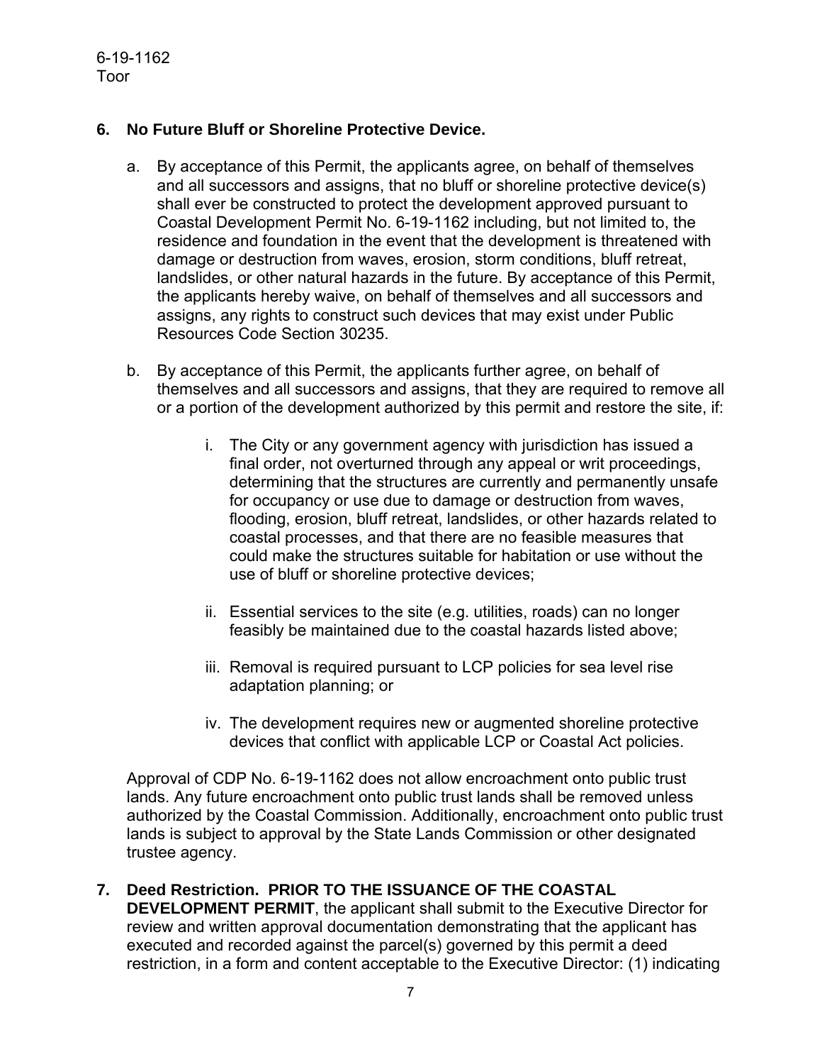**6. No Future Bluff or Shoreline Protective Device.**

a. By acceptance of this Permit, the applicants agree, on behalf of themselves and all successors and assigns, that no bluff or shoreline protective device(s) shall ever be constructed to protect the development approved pursuant to Coastal Development Permit No. 6-19-1162 including, but not limited to, the residence and foundation in the event that the development is threatened with damage or destruction from waves, erosion, storm conditions, bluff retreat, landslides, or other natural hazards in the future. By acceptance of this Permit, the applicants hereby waive, on behalf of themselves and all successors and assigns, any rights to construct such devices that may exist under Public Resources Code Section 30235.

b. By acceptance of this Permit, the applicants further agree, on behalf of themselves and all successors and assigns, that they are required to remove all or a portion of the development authorized by this permit and restore the site, if:

   i. The City or any government agency with jurisdiction has issued a final order, not overturned through any appeal or writ proceedings, determining that the structures are currently and permanently unsafe for occupancy or use due to damage or destruction from waves, flooding, erosion, bluff retreat, landslides, or other hazards related to coastal processes, and that there are no feasible measures that could make the structures suitable for habitation or use without the use of bluff or shoreline protective devices;

   ii. Essential services to the site (e.g. utilities, roads) can no longer feasibly be maintained due to the coastal hazards listed above;

   iii. Removal is required pursuant to LCP policies for sea level rise adaptation planning; or

   iv. The development requires new or augmented shoreline protective devices that conflict with applicable LCP or Coastal Act policies.

Approval of CDP No. 6-19-1162 does not allow encroachment onto public trust lands. Any future encroachment onto public trust lands shall be removed unless authorized by the Coastal Commission. Additionally, encroachment onto public trust lands is subject to approval by the State Lands Commission or other designated trustee agency.

**7. Deed Restriction. PRIOR TO THE ISSUANCE OF THE COASTAL DEVELOPMENT PERMIT**, the applicant shall submit to the Executive Director for review and written approval documentation demonstrating that the applicant has executed and recorded against the parcel(s) governed by this permit a deed restriction, in a form and content acceptable to the Executive Director: (1) indicating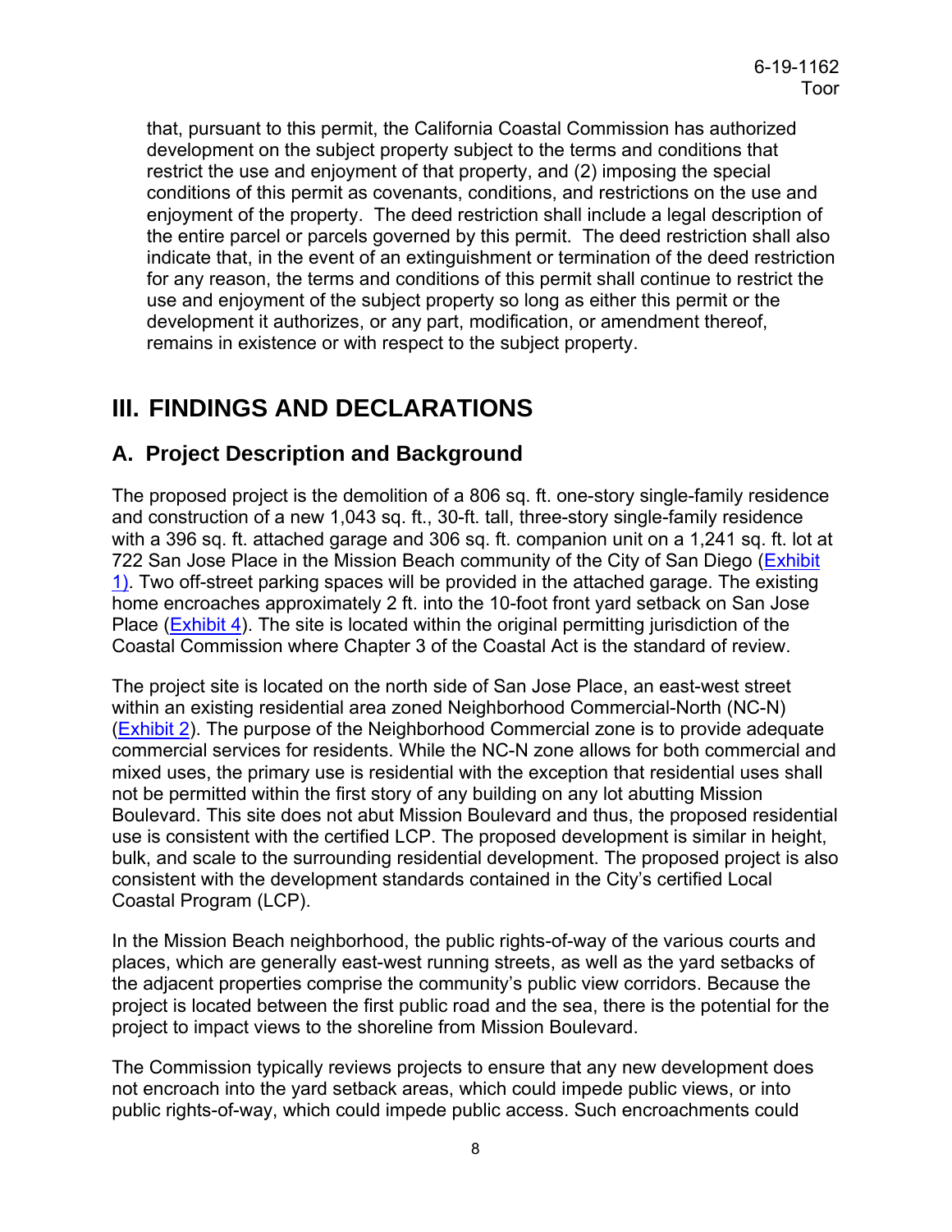that, pursuant to this permit, the California Coastal Commission has authorized development on the subject property subject to the terms and conditions that restrict the use and enjoyment of that property, and (2) imposing the special conditions of this permit as covenants, conditions, and restrictions on the use and enjoyment of the property. The deed restriction shall include a legal description of the entire parcel or parcels governed by this permit. The deed restriction shall also indicate that, in the event of an extinguishment or termination of the deed restriction for any reason, the terms and conditions of this permit shall continue to restrict the use and enjoyment of the subject property so long as either this permit or the development it authorizes, or any part, modification, or amendment thereof, remains in existence or with respect to the subject property.

# III. FINDINGS AND DECLARATIONS

## A. Project Description and Background

The proposed project is the demolition of a 806 sq. ft. one-story single-family residence and construction of a new 1,043 sq. ft., 30-ft. tall, three-story single-family residence with a 396 sq. ft. attached garage and 306 sq. ft. companion unit on a 1,241 sq. ft. lot at 722 San Jose Place in the Mission Beach community of the City of San Diego (Exhibit 1). Two off-street parking spaces will be provided in the attached garage. The existing home encroaches approximately 2 ft. into the 10-foot front yard setback on San Jose Place (Exhibit 4). The site is located within the original permitting jurisdiction of the Coastal Commission where Chapter 3 of the Coastal Act is the standard of review.

The project site is located on the north side of San Jose Place, an east-west street within an existing residential area zoned Neighborhood Commercial-North (NC-N) (Exhibit 2). The purpose of the Neighborhood Commercial zone is to provide adequate commercial services for residents. While the NC-N zone allows for both commercial and mixed uses, the primary use is residential with the exception that residential uses shall not be permitted within the first story of any building on any lot abutting Mission Boulevard. This site does not abut Mission Boulevard and thus, the proposed residential use is consistent with the certified LCP. The proposed development is similar in height, bulk, and scale to the surrounding residential development. The proposed project is also consistent with the development standards contained in the City's certified Local Coastal Program (LCP).

In the Mission Beach neighborhood, the public rights-of-way of the various courts and places, which are generally east-west running streets, as well as the yard setbacks of the adjacent properties comprise the community's public view corridors. Because the project is located between the first public road and the sea, there is the potential for the project to impact views to the shoreline from Mission Boulevard.

The Commission typically reviews projects to ensure that any new development does not encroach into the yard setback areas, which could impede public views, or into public rights-of-way, which could impede public access. Such encroachments could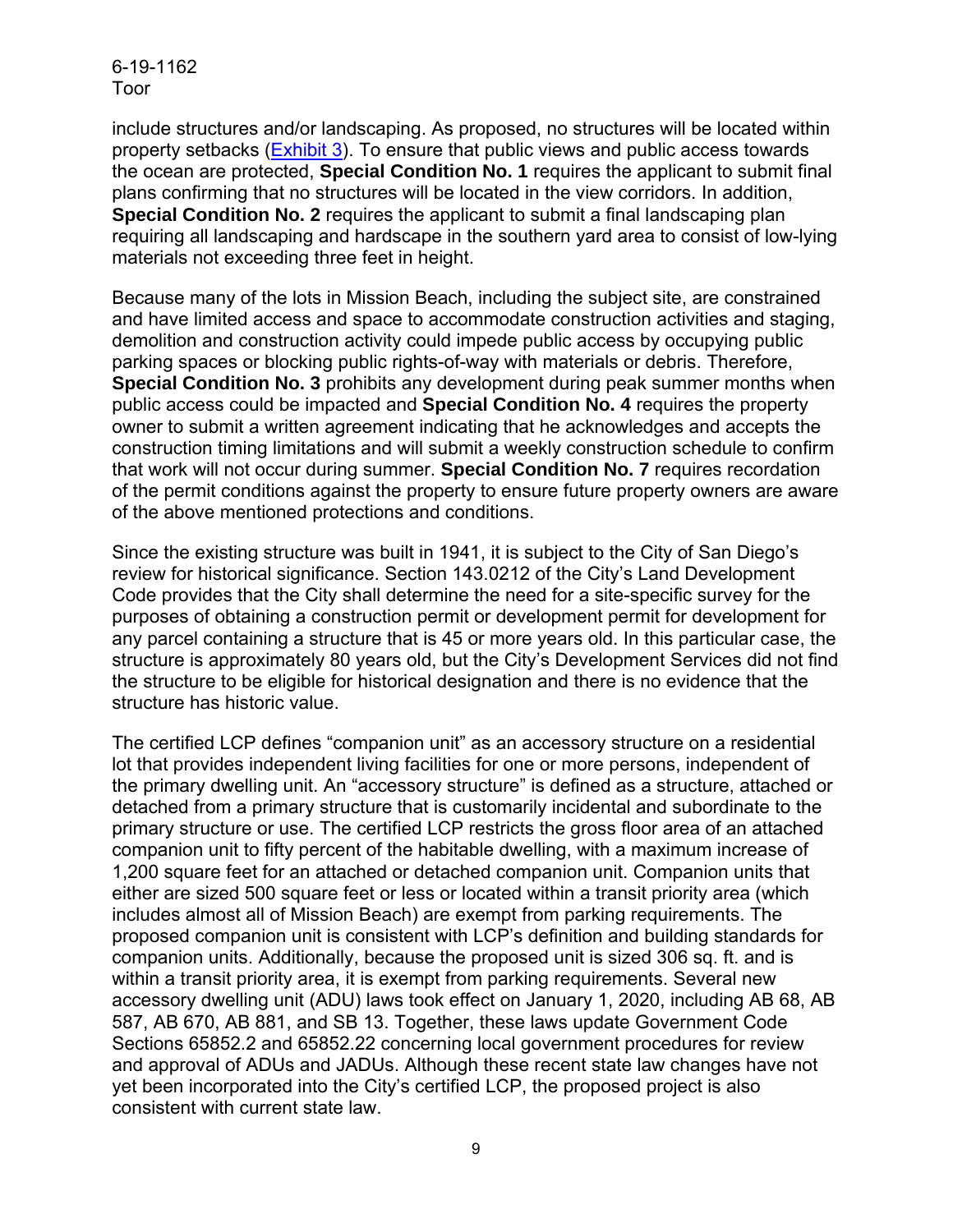include structures and/or landscaping. As proposed, no structures will be located within property setbacks ([Exhibit 3](#)). To ensure that public views and public access towards the ocean are protected, **Special Condition No. 1** requires the applicant to submit final plans confirming that no structures will be located in the view corridors. In addition, **Special Condition No. 2** requires the applicant to submit a final landscaping plan requiring all landscaping and hardscape in the southern yard area to consist of low-lying materials not exceeding three feet in height.

Because many of the lots in Mission Beach, including the subject site, are constrained and have limited access and space to accommodate construction activities and staging, demolition and construction activity could impede public access by occupying public parking spaces or blocking public rights-of-way with materials or debris. Therefore, **Special Condition No. 3** prohibits any development during peak summer months when public access could be impacted and **Special Condition No. 4** requires the property owner to submit a written agreement indicating that he acknowledges and accepts the construction timing limitations and will submit a weekly construction schedule to confirm that work will not occur during summer. **Special Condition No. 7** requires recordation of the permit conditions against the property to ensure future property owners are aware of the above mentioned protections and conditions.

Since the existing structure was built in 1941, it is subject to the City of San Diego's review for historical significance. Section 143.0212 of the City's Land Development Code provides that the City shall determine the need for a site-specific survey for the purposes of obtaining a construction permit or development permit for development for any parcel containing a structure that is 45 or more years old. In this particular case, the structure is approximately 80 years old, but the City's Development Services did not find the structure to be eligible for historical designation and there is no evidence that the structure has historic value.

The certified LCP defines "companion unit" as an accessory structure on a residential lot that provides independent living facilities for one or more persons, independent of the primary dwelling unit. An "accessory structure" is defined as a structure, attached or detached from a primary structure that is customarily incidental and subordinate to the primary structure or use. The certified LCP restricts the gross floor area of an attached companion unit to fifty percent of the habitable dwelling, with a maximum increase of 1,200 square feet for an attached or detached companion unit. Companion units that either are sized 500 square feet or less or located within a transit priority area (which includes almost all of Mission Beach) are exempt from parking requirements. The proposed companion unit is consistent with LCP's definition and building standards for companion units. Additionally, because the proposed unit is sized 306 sq. ft. and is within a transit priority area, it is exempt from parking requirements. Several new accessory dwelling unit (ADU) laws took effect on January 1, 2020, including AB 68, AB 587, AB 670, AB 881, and SB 13. Together, these laws update Government Code Sections 65852.2 and 65852.22 concerning local government procedures for review and approval of ADUs and JADUs. Although these recent state law changes have not yet been incorporated into the City's certified LCP, the proposed project is also consistent with current state law.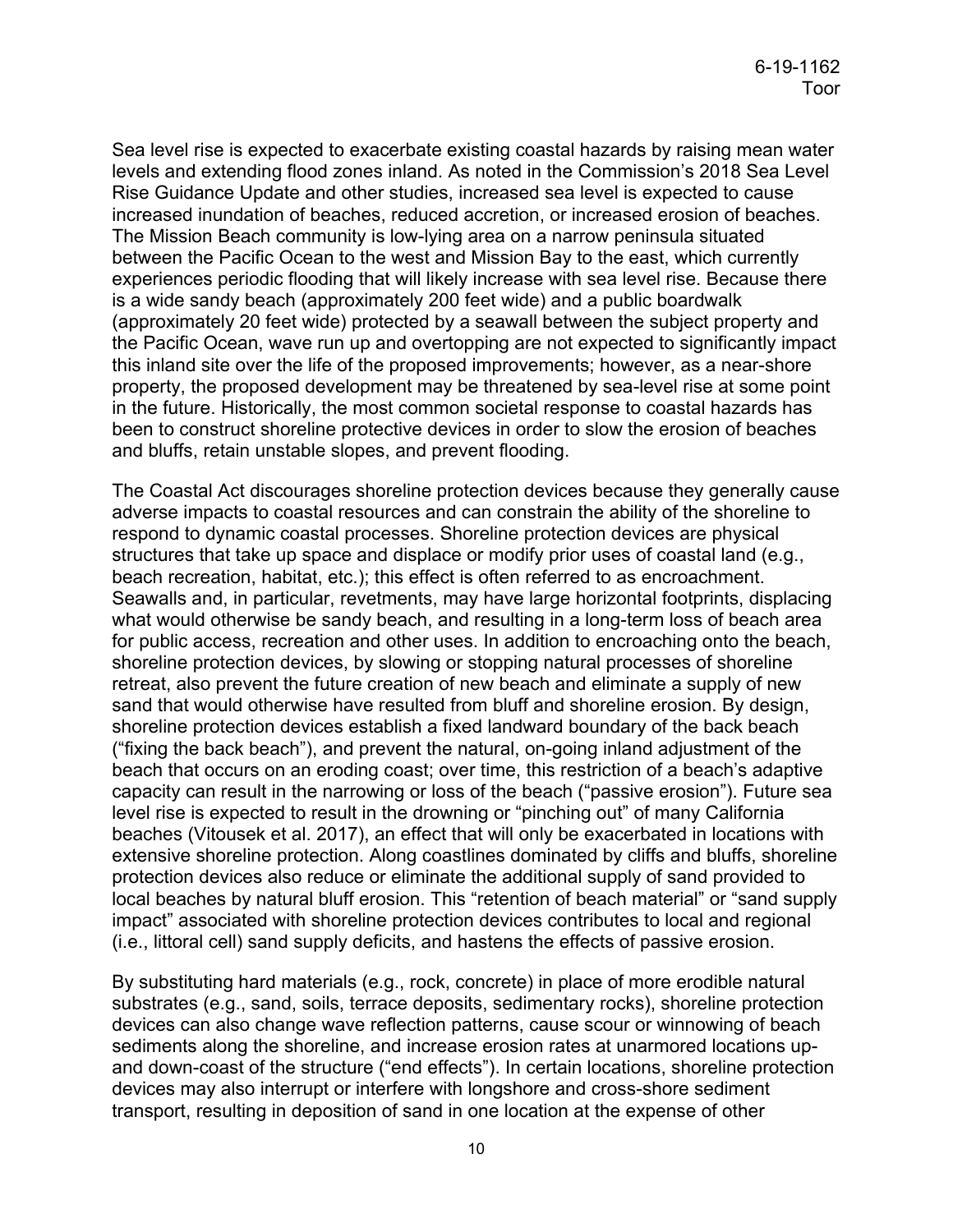Sea level rise is expected to exacerbate existing coastal hazards by raising mean water levels and extending flood zones inland. As noted in the Commission's 2018 Sea Level Rise Guidance Update and other studies, increased sea level is expected to cause increased inundation of beaches, reduced accretion, or increased erosion of beaches. The Mission Beach community is low-lying area on a narrow peninsula situated between the Pacific Ocean to the west and Mission Bay to the east, which currently experiences periodic flooding that will likely increase with sea level rise. Because there is a wide sandy beach (approximately 200 feet wide) and a public boardwalk (approximately 20 feet wide) protected by a seawall between the subject property and the Pacific Ocean, wave run up and overtopping are not expected to significantly impact this inland site over the life of the proposed improvements; however, as a near-shore property, the proposed development may be threatened by sea-level rise at some point in the future. Historically, the most common societal response to coastal hazards has been to construct shoreline protective devices in order to slow the erosion of beaches and bluffs, retain unstable slopes, and prevent flooding.

The Coastal Act discourages shoreline protection devices because they generally cause adverse impacts to coastal resources and can constrain the ability of the shoreline to respond to dynamic coastal processes. Shoreline protection devices are physical structures that take up space and displace or modify prior uses of coastal land (e.g., beach recreation, habitat, etc.); this effect is often referred to as encroachment. Seawalls and, in particular, revetments, may have large horizontal footprints, displacing what would otherwise be sandy beach, and resulting in a long-term loss of beach area for public access, recreation and other uses. In addition to encroaching onto the beach, shoreline protection devices, by slowing or stopping natural processes of shoreline retreat, also prevent the future creation of new beach and eliminate a supply of new sand that would otherwise have resulted from bluff and shoreline erosion. By design, shoreline protection devices establish a fixed landward boundary of the back beach ("fixing the back beach"), and prevent the natural, on-going inland adjustment of the beach that occurs on an eroding coast; over time, this restriction of a beach's adaptive capacity can result in the narrowing or loss of the beach ("passive erosion"). Future sea level rise is expected to result in the drowning or "pinching out" of many California beaches (Vitousek et al. 2017), an effect that will only be exacerbated in locations with extensive shoreline protection. Along coastlines dominated by cliffs and bluffs, shoreline protection devices also reduce or eliminate the additional supply of sand provided to local beaches by natural bluff erosion. This "retention of beach material" or "sand supply impact" associated with shoreline protection devices contributes to local and regional (i.e., littoral cell) sand supply deficits, and hastens the effects of passive erosion.

By substituting hard materials (e.g., rock, concrete) in place of more erodible natural substrates (e.g., sand, soils, terrace deposits, sedimentary rocks), shoreline protection devices can also change wave reflection patterns, cause scour or winnowing of beach sediments along the shoreline, and increase erosion rates at unarmored locations up- and down-coast of the structure ("end effects"). In certain locations, shoreline protection devices may also interrupt or interfere with longshore and cross-shore sediment transport, resulting in deposition of sand in one location at the expense of other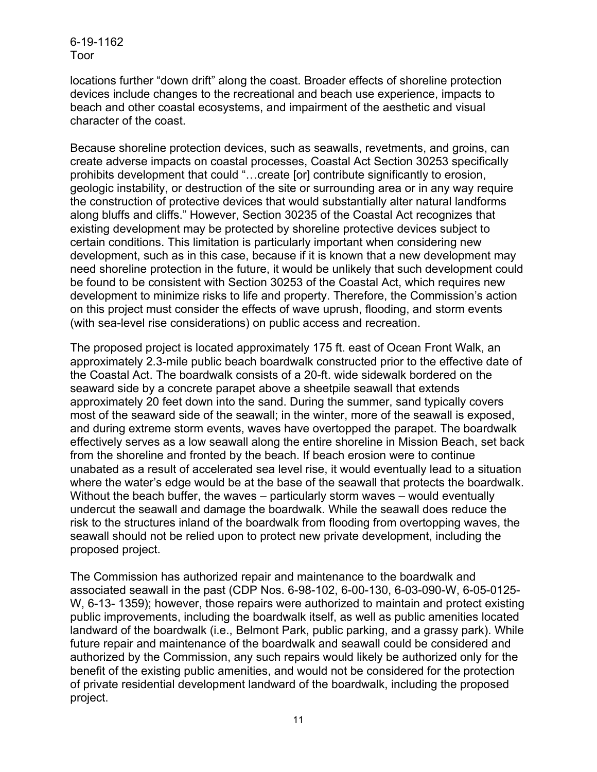locations further “down drift” along the coast. Broader effects of shoreline protection devices include changes to the recreational and beach use experience, impacts to beach and other coastal ecosystems, and impairment of the aesthetic and visual character of the coast.

Because shoreline protection devices, such as seawalls, revetments, and groins, can create adverse impacts on coastal processes, Coastal Act Section 30253 specifically prohibits development that could “…create [or] contribute significantly to erosion, geologic instability, or destruction of the site or surrounding area or in any way require the construction of protective devices that would substantially alter natural landforms along bluffs and cliffs.” However, Section 30235 of the Coastal Act recognizes that existing development may be protected by shoreline protective devices subject to certain conditions. This limitation is particularly important when considering new development, such as in this case, because if it is known that a new development may need shoreline protection in the future, it would be unlikely that such development could be found to be consistent with Section 30253 of the Coastal Act, which requires new development to minimize risks to life and property. Therefore, the Commission’s action on this project must consider the effects of wave uprush, flooding, and storm events (with sea-level rise considerations) on public access and recreation.

The proposed project is located approximately 175 ft. east of Ocean Front Walk, an approximately 2.3-mile public beach boardwalk constructed prior to the effective date of the Coastal Act. The boardwalk consists of a 20-ft. wide sidewalk bordered on the seaward side by a concrete parapet above a sheetpile seawall that extends approximately 20 feet down into the sand. During the summer, sand typically covers most of the seaward side of the seawall; in the winter, more of the seawall is exposed, and during extreme storm events, waves have overtopped the parapet. The boardwalk effectively serves as a low seawall along the entire shoreline in Mission Beach, set back from the shoreline and fronted by the beach. If beach erosion were to continue unabated as a result of accelerated sea level rise, it would eventually lead to a situation where the water’s edge would be at the base of the seawall that protects the boardwalk. Without the beach buffer, the waves – particularly storm waves – would eventually undercut the seawall and damage the boardwalk. While the seawall does reduce the risk to the structures inland of the boardwalk from flooding from overtopping waves, the seawall should not be relied upon to protect new private development, including the proposed project.

The Commission has authorized repair and maintenance to the boardwalk and associated seawall in the past (CDP Nos. 6-98-102, 6-00-130, 6-03-090-W, 6-05-0125-W, 6-13- 1359); however, those repairs were authorized to maintain and protect existing public improvements, including the boardwalk itself, as well as public amenities located landward of the boardwalk (i.e., Belmont Park, public parking, and a grassy park). While future repair and maintenance of the boardwalk and seawall could be considered and authorized by the Commission, any such repairs would likely be authorized only for the benefit of the existing public amenities, and would not be considered for the protection of private residential development landward of the boardwalk, including the proposed project.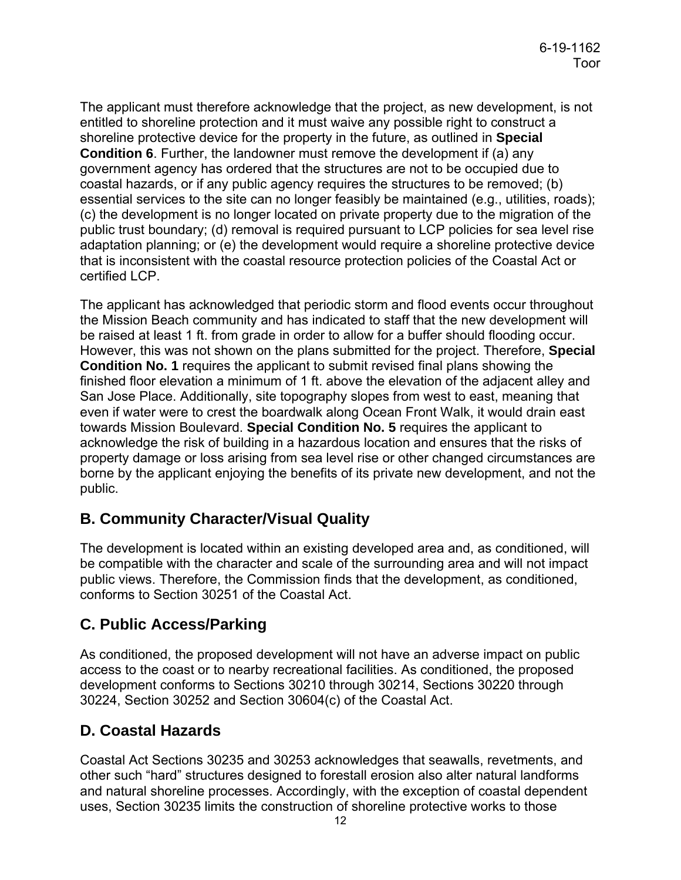The applicant must therefore acknowledge that the project, as new development, is not entitled to shoreline protection and it must waive any possible right to construct a shoreline protective device for the property in the future, as outlined in **Special Condition 6**. Further, the landowner must remove the development if (a) any government agency has ordered that the structures are not to be occupied due to coastal hazards, or if any public agency requires the structures to be removed; (b) essential services to the site can no longer feasibly be maintained (e.g., utilities, roads); (c) the development is no longer located on private property due to the migration of the public trust boundary; (d) removal is required pursuant to LCP policies for sea level rise adaptation planning; or (e) the development would require a shoreline protective device that is inconsistent with the coastal resource protection policies of the Coastal Act or certified LCP.

The applicant has acknowledged that periodic storm and flood events occur throughout the Mission Beach community and has indicated to staff that the new development will be raised at least 1 ft. from grade in order to allow for a buffer should flooding occur. However, this was not shown on the plans submitted for the project. Therefore, **Special Condition No. 1** requires the applicant to submit revised final plans showing the finished floor elevation a minimum of 1 ft. above the elevation of the adjacent alley and San Jose Place. Additionally, site topography slopes from west to east, meaning that even if water were to crest the boardwalk along Ocean Front Walk, it would drain east towards Mission Boulevard. **Special Condition No. 5** requires the applicant to acknowledge the risk of building in a hazardous location and ensures that the risks of property damage or loss arising from sea level rise or other changed circumstances are borne by the applicant enjoying the benefits of its private new development, and not the public.

## B. Community Character/Visual Quality

The development is located within an existing developed area and, as conditioned, will be compatible with the character and scale of the surrounding area and will not impact public views. Therefore, the Commission finds that the development, as conditioned, conforms to Section 30251 of the Coastal Act.

## C. Public Access/Parking

As conditioned, the proposed development will not have an adverse impact on public access to the coast or to nearby recreational facilities. As conditioned, the proposed development conforms to Sections 30210 through 30214, Sections 30220 through 30224, Section 30252 and Section 30604(c) of the Coastal Act.

## D. Coastal Hazards

Coastal Act Sections 30235 and 30253 acknowledges that seawalls, revetments, and other such “hard” structures designed to forestall erosion also alter natural landforms and natural shoreline processes. Accordingly, with the exception of coastal dependent uses, Section 30235 limits the construction of shoreline protective works to those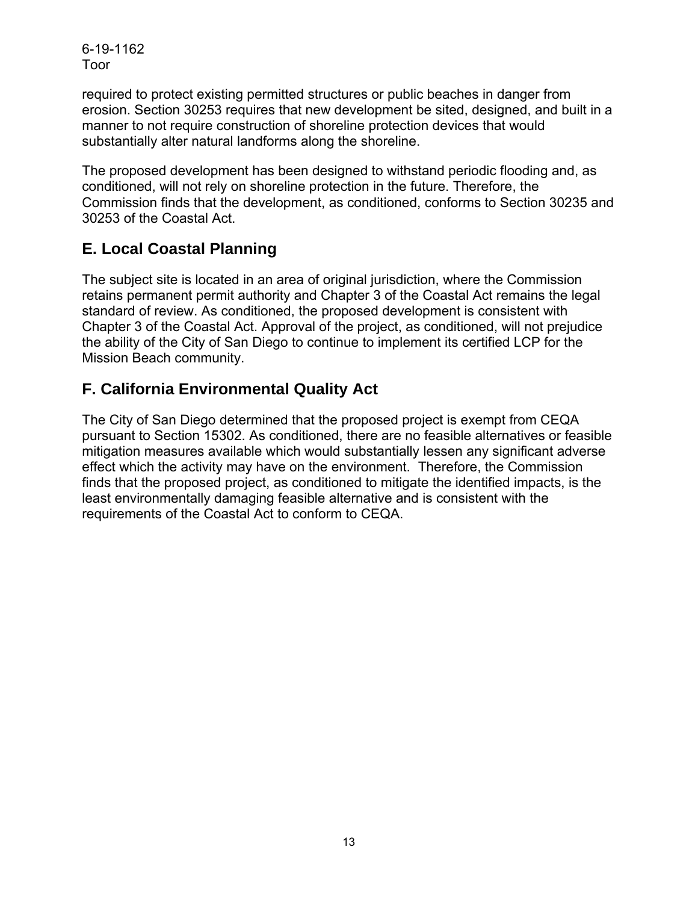required to protect existing permitted structures or public beaches in danger from erosion. Section 30253 requires that new development be sited, designed, and built in a manner to not require construction of shoreline protection devices that would substantially alter natural landforms along the shoreline.

The proposed development has been designed to withstand periodic flooding and, as conditioned, will not rely on shoreline protection in the future. Therefore, the Commission finds that the development, as conditioned, conforms to Section 30235 and 30253 of the Coastal Act.

## E. Local Coastal Planning

The subject site is located in an area of original jurisdiction, where the Commission retains permanent permit authority and Chapter 3 of the Coastal Act remains the legal standard of review. As conditioned, the proposed development is consistent with Chapter 3 of the Coastal Act. Approval of the project, as conditioned, will not prejudice the ability of the City of San Diego to continue to implement its certified LCP for the Mission Beach community.

## F. California Environmental Quality Act

The City of San Diego determined that the proposed project is exempt from CEQA pursuant to Section 15302. As conditioned, there are no feasible alternatives or feasible mitigation measures available which would substantially lessen any significant adverse effect which the activity may have on the environment. Therefore, the Commission finds that the proposed project, as conditioned to mitigate the identified impacts, is the least environmentally damaging feasible alternative and is consistent with the requirements of the Coastal Act to conform to CEQA.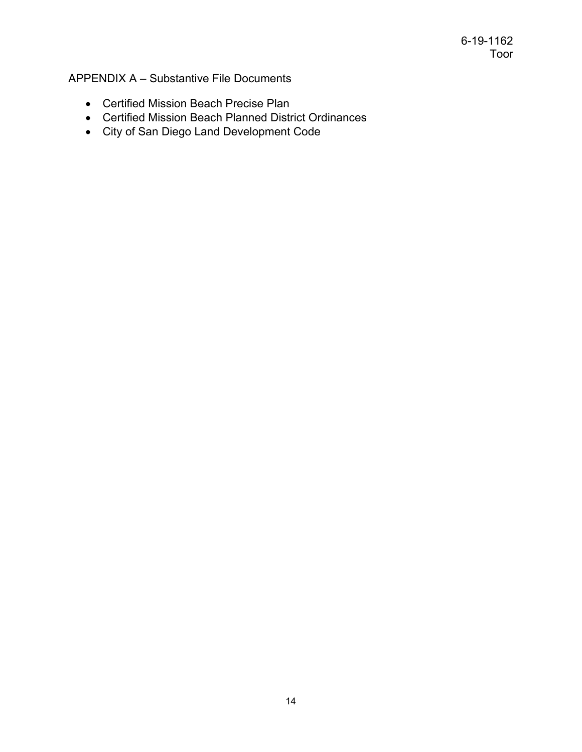## APPENDIX A – Substantive File Documents

- Certified Mission Beach Precise Plan
- Certified Mission Beach Planned District Ordinances
- City of San Diego Land Development Code